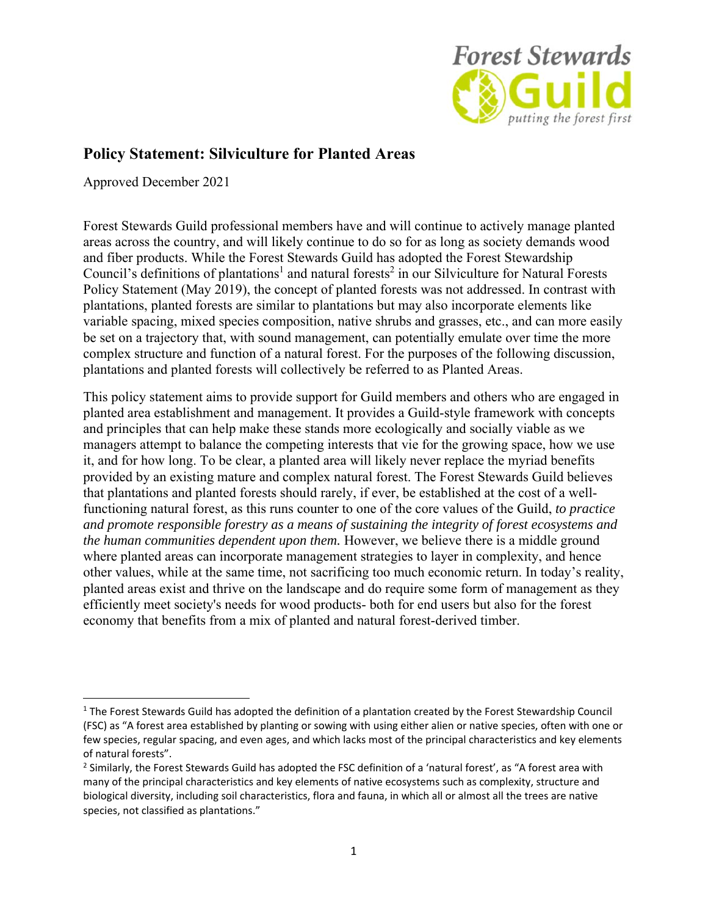# Policy Statement: Silviculture for Planted Areas

Approved December 2021

Forest Stewards Guild professional members have and will continue to actively manage planted areas across the country, and will likely continue to do so for as long as society demands wood and fiber products. While the Forest Stewards Guild has adopted the Forest Stewardship Council's definitions of plantations[1] and natural forests[2] in our Silviculture for Natural Forests Policy Statement (May 2019), the concept of planted forests was not addressed. In contrast with plantations, planted forests are similar to plantations but may also incorporate elements like variable spacing, mixed species composition, native shrubs and grasses, etc., and can more easily be set on a trajectory that, with sound management, can potentially emulate over time the more complex structure and function of a natural forest. For the purposes of the following discussion, plantations and planted forests will collectively be referred to as Planted Areas.

This policy statement aims to provide support for Guild members and others who are engaged in planted area establishment and management. It provides a Guild-style framework with concepts and principles that can help make these stands more ecologically and socially viable as we managers attempt to balance the competing interests that vie for the growing space, how we use it, and for how long. To be clear, a planted area will likely never replace the myriad benefits provided by an existing mature and complex natural forest. The Forest Stewards Guild believes that plantations and planted forests should rarely, if ever, be established at the cost of a well-functioning natural forest, as this runs counter to one of the core values of the Guild, *to practice and promote responsible forestry as a means of sustaining the integrity of forest ecosystems and the human communities dependent upon them.* However, we believe there is a middle ground where planted areas can incorporate management strategies to layer in complexity, and hence other values, while at the same time, not sacrificing too much economic return. In today's reality, planted areas exist and thrive on the landscape and do require some form of management as they efficiently meet society's needs for wood products- both for end users but also for the forest economy that benefits from a mix of planted and natural forest-derived timber.

---

[1] The Forest Stewards Guild has adopted the definition of a plantation created by the Forest Stewardship Council (FSC) as "A forest area established by planting or sowing with using either alien or native species, often with one or few species, regular spacing, and even ages, and which lacks most of the principal characteristics and key elements of natural forests".

[2] Similarly, the Forest Stewards Guild has adopted the FSC definition of a 'natural forest', as "A forest area with many of the principal characteristics and key elements of native ecosystems such as complexity, structure and biological diversity, including soil characteristics, flora and fauna, in which all or almost all the trees are native species, not classified as plantations."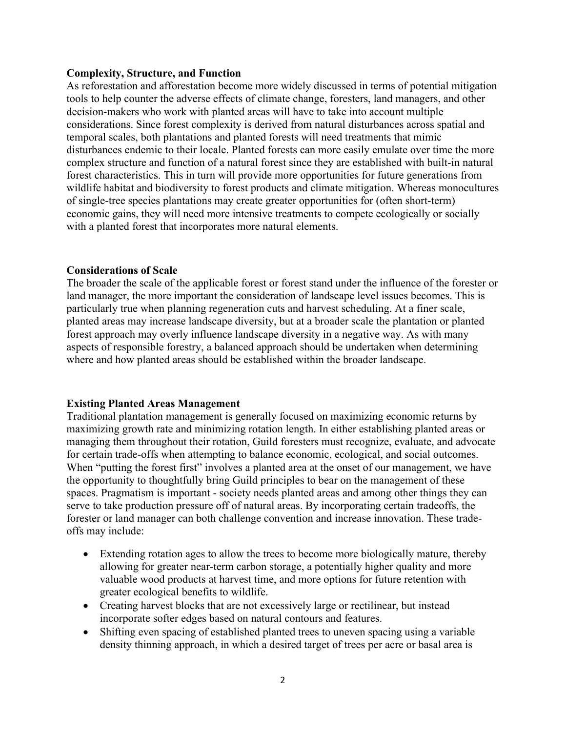**Complexity, Structure, and Function**

As reforestation and afforestation become more widely discussed in terms of potential mitigation tools to help counter the adverse effects of climate change, foresters, land managers, and other decision-makers who work with planted areas will have to take into account multiple considerations. Since forest complexity is derived from natural disturbances across spatial and temporal scales, both plantations and planted forests will need treatments that mimic disturbances endemic to their locale. Planted forests can more easily emulate over time the more complex structure and function of a natural forest since they are established with built-in natural forest characteristics. This in turn will provide more opportunities for future generations from wildlife habitat and biodiversity to forest products and climate mitigation. Whereas monocultures of single-tree species plantations may create greater opportunities for (often short-term) economic gains, they will need more intensive treatments to compete ecologically or socially with a planted forest that incorporates more natural elements.

**Considerations of Scale**

The broader the scale of the applicable forest or forest stand under the influence of the forester or land manager, the more important the consideration of landscape level issues becomes. This is particularly true when planning regeneration cuts and harvest scheduling. At a finer scale, planted areas may increase landscape diversity, but at a broader scale the plantation or planted forest approach may overly influence landscape diversity in a negative way. As with many aspects of responsible forestry, a balanced approach should be undertaken when determining where and how planted areas should be established within the broader landscape.

**Existing Planted Areas Management**

Traditional plantation management is generally focused on maximizing economic returns by maximizing growth rate and minimizing rotation length. In either establishing planted areas or managing them throughout their rotation, Guild foresters must recognize, evaluate, and advocate for certain trade-offs when attempting to balance economic, ecological, and social outcomes. When "putting the forest first" involves a planted area at the onset of our management, we have the opportunity to thoughtfully bring Guild principles to bear on the management of these spaces. Pragmatism is important - society needs planted areas and among other things they can serve to take production pressure off of natural areas. By incorporating certain tradeoffs, the forester or land manager can both challenge convention and increase innovation. These trade-offs may include:

- Extending rotation ages to allow the trees to become more biologically mature, thereby allowing for greater near-term carbon storage, a potentially higher quality and more valuable wood products at harvest time, and more options for future retention with greater ecological benefits to wildlife.
- Creating harvest blocks that are not excessively large or rectilinear, but instead incorporate softer edges based on natural contours and features.
- Shifting even spacing of established planted trees to uneven spacing using a variable density thinning approach, in which a desired target of trees per acre or basal area is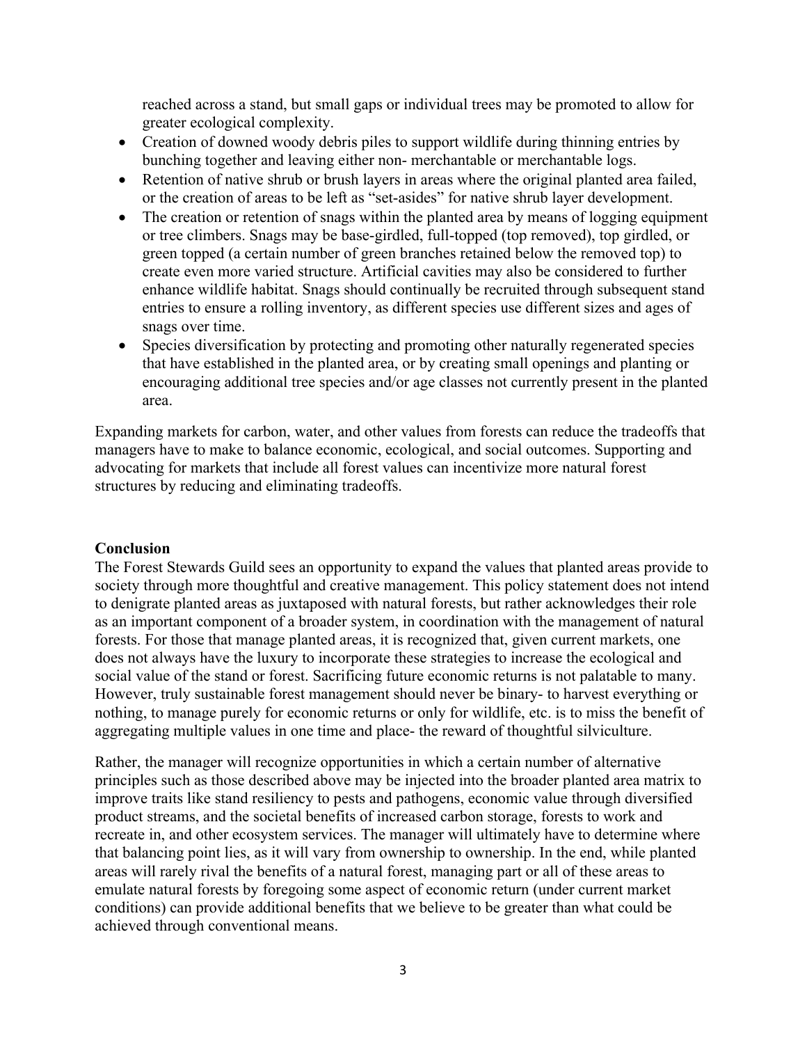reached across a stand, but small gaps or individual trees may be promoted to allow for greater ecological complexity.

- Creation of downed woody debris piles to support wildlife during thinning entries by bunching together and leaving either non- merchantable or merchantable logs.
- Retention of native shrub or brush layers in areas where the original planted area failed, or the creation of areas to be left as "set-asides" for native shrub layer development.
- The creation or retention of snags within the planted area by means of logging equipment or tree climbers. Snags may be base-girdled, full-topped (top removed), top girdled, or green topped (a certain number of green branches retained below the removed top) to create even more varied structure. Artificial cavities may also be considered to further enhance wildlife habitat. Snags should continually be recruited through subsequent stand entries to ensure a rolling inventory, as different species use different sizes and ages of snags over time.
- Species diversification by protecting and promoting other naturally regenerated species that have established in the planted area, or by creating small openings and planting or encouraging additional tree species and/or age classes not currently present in the planted area.

Expanding markets for carbon, water, and other values from forests can reduce the tradeoffs that managers have to make to balance economic, ecological, and social outcomes. Supporting and advocating for markets that include all forest values can incentivize more natural forest structures by reducing and eliminating tradeoffs.

## Conclusion

The Forest Stewards Guild sees an opportunity to expand the values that planted areas provide to society through more thoughtful and creative management. This policy statement does not intend to denigrate planted areas as juxtaposed with natural forests, but rather acknowledges their role as an important component of a broader system, in coordination with the management of natural forests. For those that manage planted areas, it is recognized that, given current markets, one does not always have the luxury to incorporate these strategies to increase the ecological and social value of the stand or forest. Sacrificing future economic returns is not palatable to many. However, truly sustainable forest management should never be binary- to harvest everything or nothing, to manage purely for economic returns or only for wildlife, etc. is to miss the benefit of aggregating multiple values in one time and place- the reward of thoughtful silviculture.

Rather, the manager will recognize opportunities in which a certain number of alternative principles such as those described above may be injected into the broader planted area matrix to improve traits like stand resiliency to pests and pathogens, economic value through diversified product streams, and the societal benefits of increased carbon storage, forests to work and recreate in, and other ecosystem services. The manager will ultimately have to determine where that balancing point lies, as it will vary from ownership to ownership. In the end, while planted areas will rarely rival the benefits of a natural forest, managing part or all of these areas to emulate natural forests by foregoing some aspect of economic return (under current market conditions) can provide additional benefits that we believe to be greater than what could be achieved through conventional means.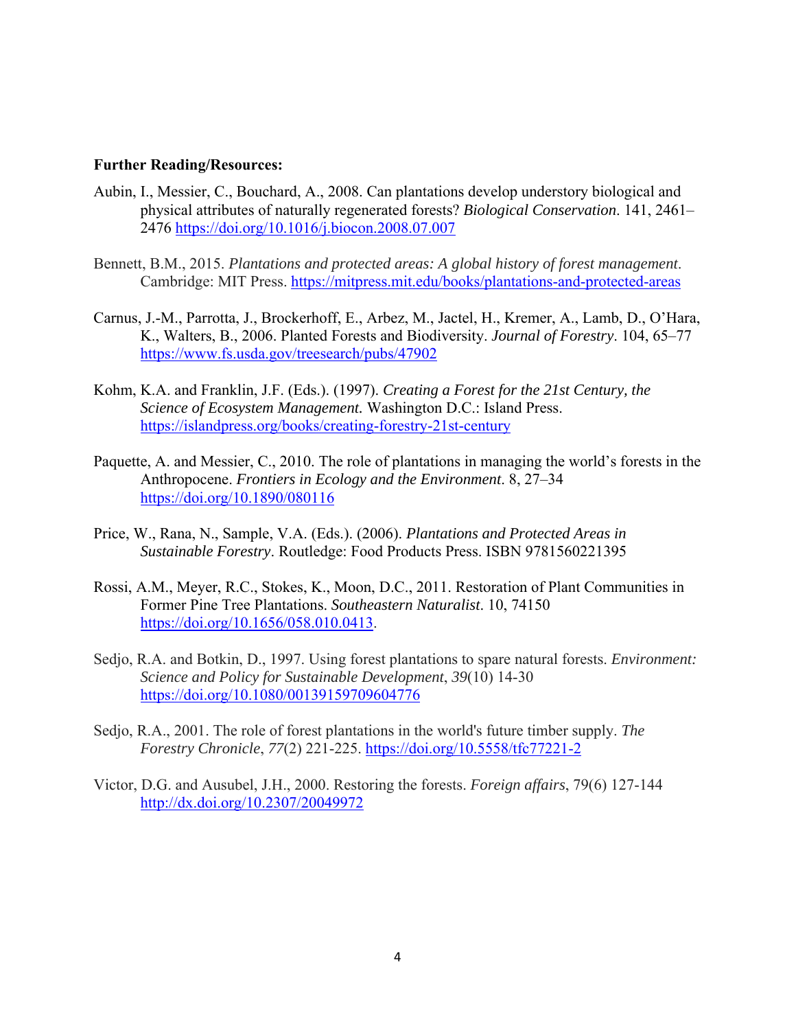**Further Reading/Resources:**

Aubin, I., Messier, C., Bouchard, A., 2008. Can plantations develop understory biological and physical attributes of naturally regenerated forests? *Biological Conservation*. 141, 2461–2476 https://doi.org/10.1016/j.biocon.2008.07.007

Bennett, B.M., 2015. *Plantations and protected areas: A global history of forest management*. Cambridge: MIT Press. https://mitpress.mit.edu/books/plantations-and-protected-areas

Carnus, J.-M., Parrotta, J., Brockerhoff, E., Arbez, M., Jactel, H., Kremer, A., Lamb, D., O'Hara, K., Walters, B., 2006. Planted Forests and Biodiversity. *Journal of Forestry*. 104, 65–77 https://www.fs.usda.gov/treesearch/pubs/47902

Kohm, K.A. and Franklin, J.F. (Eds.). (1997). *Creating a Forest for the 21st Century, the Science of Ecosystem Management.* Washington D.C.: Island Press. https://islandpress.org/books/creating-forestry-21st-century

Paquette, A. and Messier, C., 2010. The role of plantations in managing the world's forests in the Anthropocene. *Frontiers in Ecology and the Environment*. 8, 27–34 https://doi.org/10.1890/080116

Price, W., Rana, N., Sample, V.A. (Eds.). (2006). *Plantations and Protected Areas in Sustainable Forestry*. Routledge: Food Products Press. ISBN 9781560221395

Rossi, A.M., Meyer, R.C., Stokes, K., Moon, D.C., 2011. Restoration of Plant Communities in Former Pine Tree Plantations. *Southeastern Naturalist*. 10, 74150 https://doi.org/10.1656/058.010.0413.

Sedjo, R.A. and Botkin, D., 1997. Using forest plantations to spare natural forests. *Environment: Science and Policy for Sustainable Development*, *39*(10) 14-30 https://doi.org/10.1080/00139159709604776

Sedjo, R.A., 2001. The role of forest plantations in the world's future timber supply. *The Forestry Chronicle*, *77*(2) 221-225. https://doi.org/10.5558/tfc77221-2

Victor, D.G. and Ausubel, J.H., 2000. Restoring the forests. *Foreign affairs*, 79(6) 127-144 http://dx.doi.org/10.2307/20049972